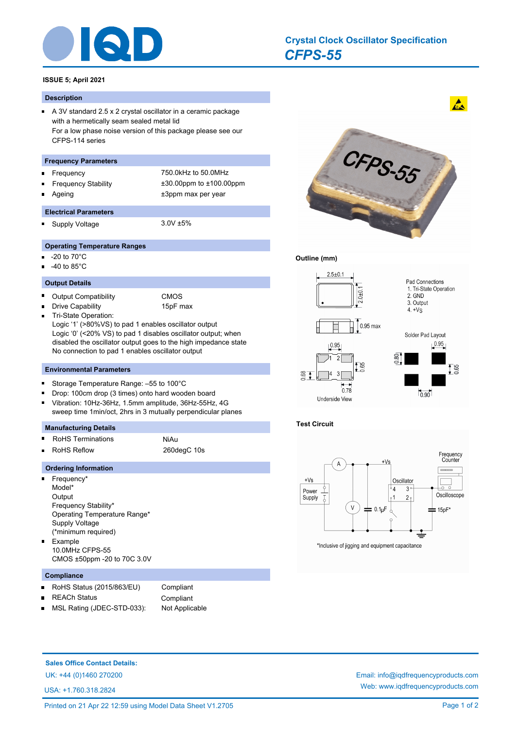# Crystal Clock Oscillator Specification

## CFPS-55

**ISSUE 5; April 2021**

### Description

- A 3V standard 2.5 x 2 crystal oscillator in a ceramic package with a hermetically seam sealed metal lid
  For a low phase noise version of this package please see our CFPS-114 series

### Frequency Parameters

| | |
|---|---|
| Frequency | 750.0kHz to 50.0MHz |
| Frequency Stability | ±30.00ppm to ±100.00ppm |
| Ageing | ±3ppm max per year |

### Electrical Parameters

| | |
|---|---|
| Supply Voltage | 3.0V ±5% |

### Operating Temperature Ranges

- -20 to 70°C
- -40 to 85°C

### Output Details

| | |
|---|---|
| Output Compatibility | CMOS |
| Drive Capability | 15pF max |

- Tri-State Operation:
  Logic '1' (>80%VS) to pad 1 enables oscillator output
  Logic '0' (<20% VS) to pad 1 disables oscillator output; when disabled the oscillator output goes to the high impedance state
  No connection to pad 1 enables oscillator output

### Environmental Parameters

- Storage Temperature Range: –55 to 100°C
- Drop: 100cm drop (3 times) onto hard wooden board
- Vibration: 10Hz-36Hz, 1.5mm amplitude, 36Hz-55Hz, 4G sweep time 1min/oct, 2hrs in 3 mutually perpendicular planes

### Manufacturing Details

| | |
|---|---|
| RoHS Terminations | NiAu |
| RoHS Reflow | 260degC 10s |

### Ordering Information

- Frequency*
  Model*
  Output
  Frequency Stability*
  Operating Temperature Range*
  Supply Voltage
  (*minimum required)
- Example
  10.0MHz CFPS-55
  CMOS ±50ppm -20 to 70C 3.0V

### Compliance

| | |
|---|---|
| RoHS Status (2015/863/EU) | Compliant |
| REACh Status | Compliant |
| MSL Rating (JDEC-STD-033): | Not Applicable |

### Outline (mm)

2.5±0.1; 2.0±0.1; 0.95 max

Pad Connections
1. Tri-State Operation
2. GND
3. Output
4. +Vs

Underside View: 0.95, 0.65, 0.68, 0.78

Solder Pad Layout: 0.95, 0.80, 0.65, 0.90

### Test Circuit

+Vs, Power Supply, A, V, 0.1µF, Oscillator (4, 3, 1, 2), Frequency Counter, Oscilloscope, 15pF*

*Inclusive of jigging and equipment capacitance

**Sales Office Contact Details:**

UK: +44 (0)1460 270200
USA: +1.760.318.2824
Email: info@iqdfrequencyproducts.com
Web: www.iqdfrequencyproducts.com

Printed on 21 Apr 22 12:59 using Model Data Sheet V1.2705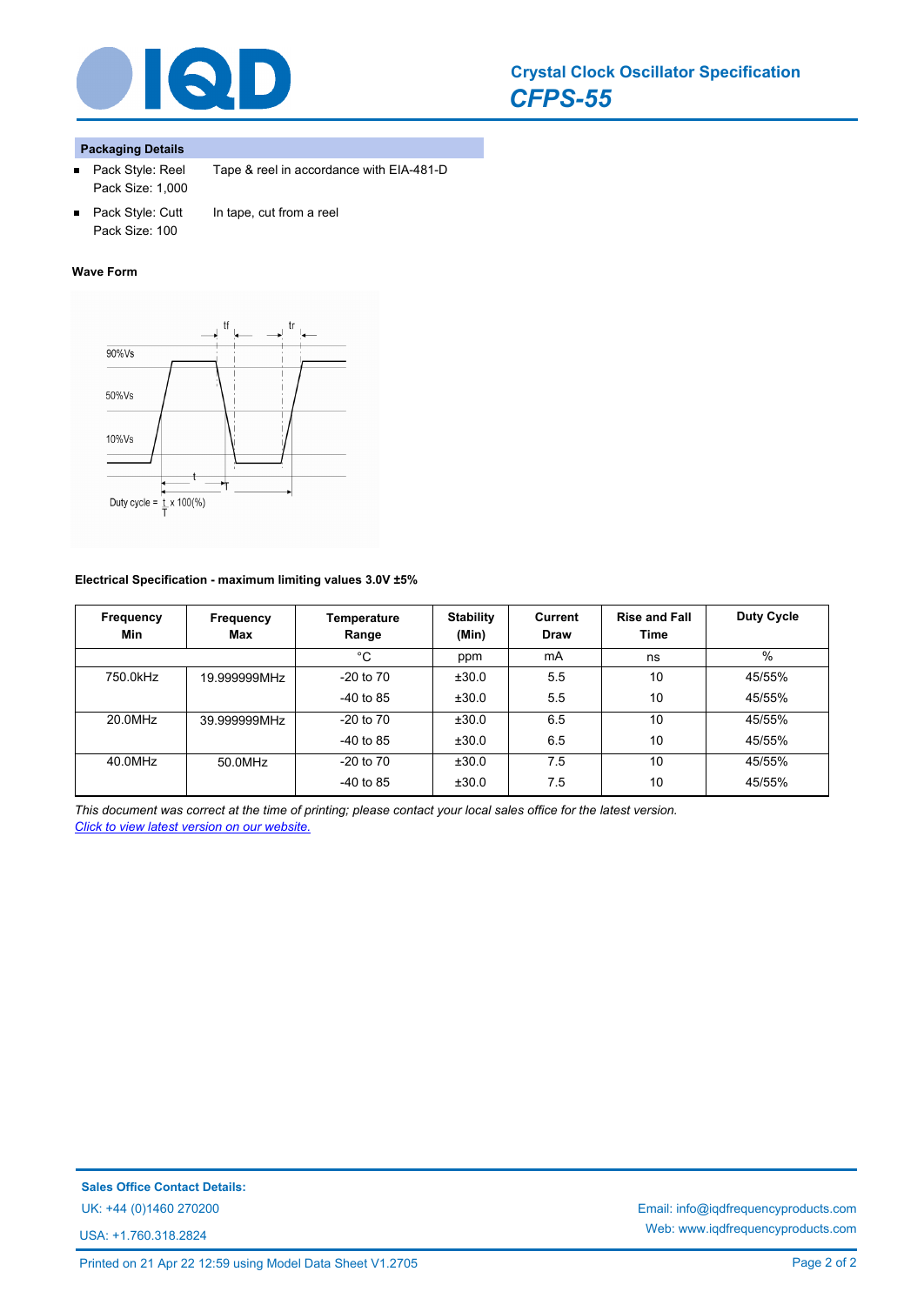## Packaging Details

- Pack Style: Reel Tape & reel in accordance with EIA-481-D
  Pack Size: 1,000
- Pack Style: Cutt In tape, cut from a reel
  Pack Size: 100

### Wave Form

tf
tr
90%Vs
50%Vs
10%Vs
t
T
Duty cycle = t/T x 100(%)

### Electrical Specification - maximum limiting values 3.0V ±5%

| Frequency Min | Frequency Max | Temperature Range | Stability (Min) | Current Draw | Rise and Fall Time | Duty Cycle |
|---|---|---|---|---|---|---|
| | | °C | ppm | mA | ns | % |
| 750.0kHz | 19.999999MHz | -20 to 70 | ±30.0 | 5.5 | 10 | 45/55% |
| | | -40 to 85 | ±30.0 | 5.5 | 10 | 45/55% |
| 20.0MHz | 39.999999MHz | -20 to 70 | ±30.0 | 6.5 | 10 | 45/55% |
| | | -40 to 85 | ±30.0 | 6.5 | 10 | 45/55% |
| 40.0MHz | 50.0MHz | -20 to 70 | ±30.0 | 7.5 | 10 | 45/55% |
| | | -40 to 85 | ±30.0 | 7.5 | 10 | 45/55% |

*This document was correct at the time of printing; please contact your local sales office for the latest version.*
*Click to view latest version on our website.*

**Sales Office Contact Details:**

UK: +44 (0)1460 270200

USA: +1.760.318.2824

Email: info@iqdfrequencyproducts.com

Web: www.iqdfrequencyproducts.com

Printed on 21 Apr 22 12:59 using Model Data Sheet V1.2705